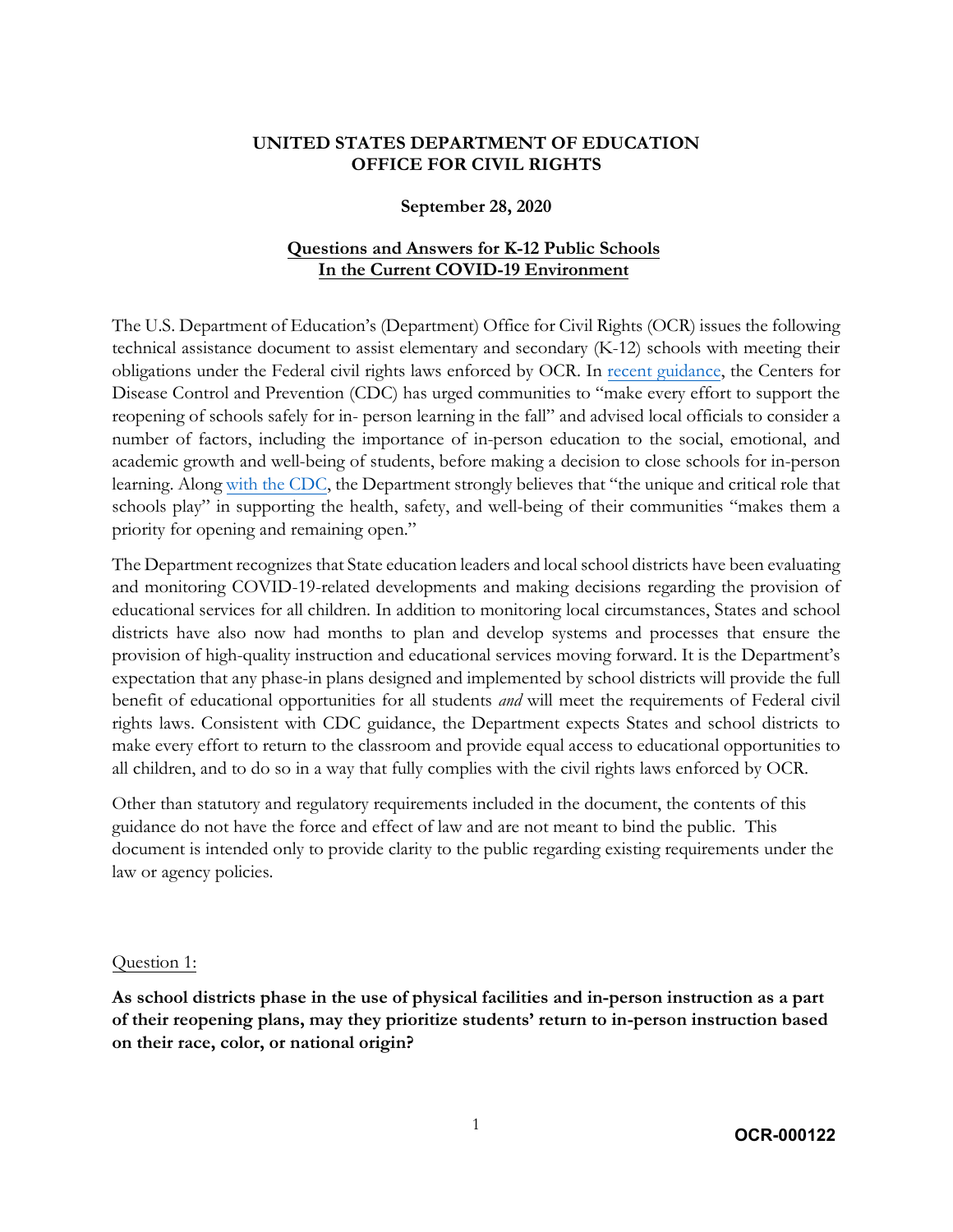**UNITED STATES DEPARTMENT OF EDUCATION**
**OFFICE FOR CIVIL RIGHTS**

**September 28, 2020**

# Questions and Answers for K-12 Public Schools In the Current COVID-19 Environment

The U.S. Department of Education's (Department) Office for Civil Rights (OCR) issues the following technical assistance document to assist elementary and secondary (K-12) schools with meeting their obligations under the Federal civil rights laws enforced by OCR. In recent guidance, the Centers for Disease Control and Prevention (CDC) has urged communities to "make every effort to support the reopening of schools safely for in- person learning in the fall" and advised local officials to consider a number of factors, including the importance of in-person education to the social, emotional, and academic growth and well-being of students, before making a decision to close schools for in-person learning. Along with the CDC, the Department strongly believes that "the unique and critical role that schools play" in supporting the health, safety, and well-being of their communities "makes them a priority for opening and remaining open."

The Department recognizes that State education leaders and local school districts have been evaluating and monitoring COVID-19-related developments and making decisions regarding the provision of educational services for all children. In addition to monitoring local circumstances, States and school districts have also now had months to plan and develop systems and processes that ensure the provision of high-quality instruction and educational services moving forward. It is the Department's expectation that any phase-in plans designed and implemented by school districts will provide the full benefit of educational opportunities for all students *and* will meet the requirements of Federal civil rights laws. Consistent with CDC guidance, the Department expects States and school districts to make every effort to return to the classroom and provide equal access to educational opportunities to all children, and to do so in a way that fully complies with the civil rights laws enforced by OCR.

Other than statutory and regulatory requirements included in the document, the contents of this guidance do not have the force and effect of law and are not meant to bind the public. This document is intended only to provide clarity to the public regarding existing requirements under the law or agency policies.

Question 1:

**As school districts phase in the use of physical facilities and in-person instruction as a part of their reopening plans, may they prioritize students' return to in-person instruction based on their race, color, or national origin?**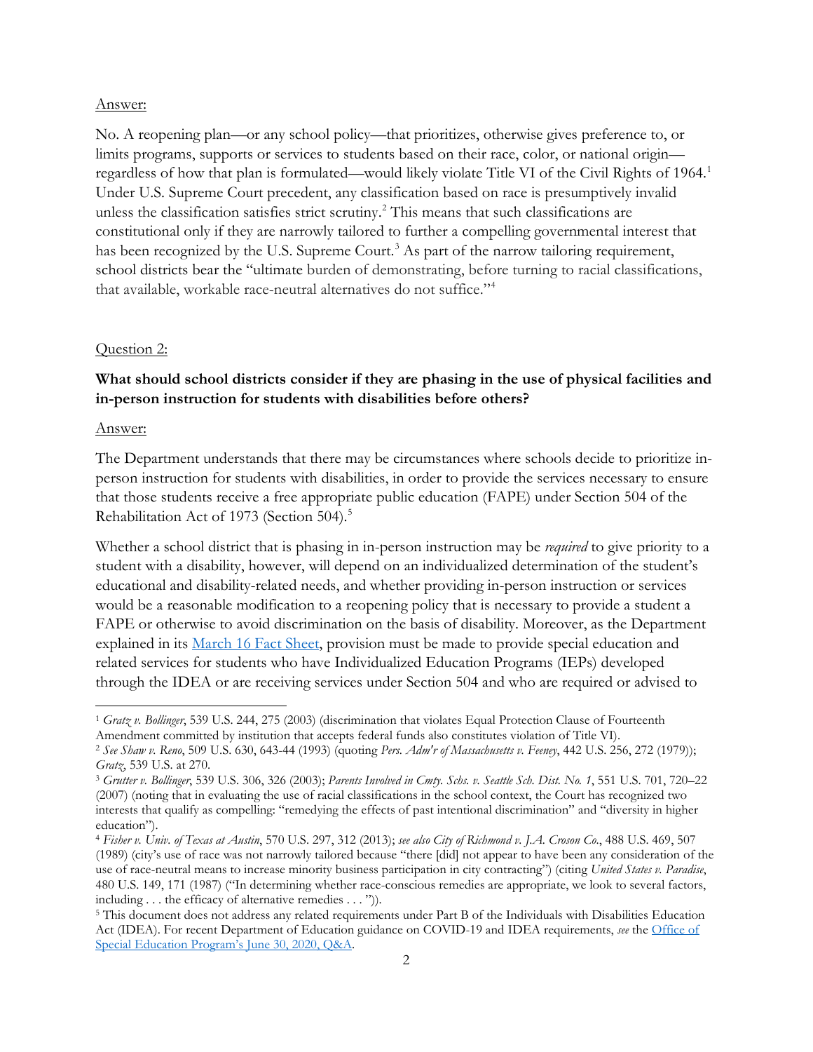Answer:

No. A reopening plan—or any school policy—that prioritizes, otherwise gives preference to, or limits programs, supports or services to students based on their race, color, or national origin—regardless of how that plan is formulated—would likely violate Title VI of the Civil Rights of 1964.[1] Under U.S. Supreme Court precedent, any classification based on race is presumptively invalid unless the classification satisfies strict scrutiny.[2] This means that such classifications are constitutional only if they are narrowly tailored to further a compelling governmental interest that has been recognized by the U.S. Supreme Court.[3] As part of the narrow tailoring requirement, school districts bear the "ultimate burden of demonstrating, before turning to racial classifications, that available, workable race-neutral alternatives do not suffice."[4]

Question 2:

**What should school districts consider if they are phasing in the use of physical facilities and in-person instruction for students with disabilities before others?**

Answer:

The Department understands that there may be circumstances where schools decide to prioritize in-person instruction for students with disabilities, in order to provide the services necessary to ensure that those students receive a free appropriate public education (FAPE) under Section 504 of the Rehabilitation Act of 1973 (Section 504).[5]

Whether a school district that is phasing in in-person instruction may be *required* to give priority to a student with a disability, however, will depend on an individualized determination of the student's educational and disability-related needs, and whether providing in-person instruction or services would be a reasonable modification to a reopening policy that is necessary to provide a student a FAPE or otherwise to avoid discrimination on the basis of disability. Moreover, as the Department explained in its March 16 Fact Sheet, provision must be made to provide special education and related services for students who have Individualized Education Programs (IEPs) developed through the IDEA or are receiving services under Section 504 and who are required or advised to

---

[1] *Gratz v. Bollinger*, 539 U.S. 244, 275 (2003) (discrimination that violates Equal Protection Clause of Fourteenth Amendment committed by institution that accepts federal funds also constitutes violation of Title VI).

[2] *See Shaw v. Reno*, 509 U.S. 630, 643-44 (1993) (quoting *Pers. Adm'r of Massachusetts v. Feeney*, 442 U.S. 256, 272 (1979)); *Gratz*, 539 U.S. at 270.

[3] *Grutter v. Bollinger*, 539 U.S. 306, 326 (2003); *Parents Involved in Cmty. Schs. v. Seattle Sch. Dist. No. 1*, 551 U.S. 701, 720–22 (2007) (noting that in evaluating the use of racial classifications in the school context, the Court has recognized two interests that qualify as compelling: "remedying the effects of past intentional discrimination" and "diversity in higher education").

[4] *Fisher v. Univ. of Texas at Austin*, 570 U.S. 297, 312 (2013); *see also City of Richmond v. J.A. Croson Co.*, 488 U.S. 469, 507 (1989) (city's use of race was not narrowly tailored because "there [did] not appear to have been any consideration of the use of race-neutral means to increase minority business participation in city contracting") (citing *United States v. Paradise*, 480 U.S. 149, 171 (1987) ("In determining whether race-conscious remedies are appropriate, we look to several factors, including . . . the efficacy of alternative remedies . . . ")).

[5] This document does not address any related requirements under Part B of the Individuals with Disabilities Education Act (IDEA). For recent Department of Education guidance on COVID-19 and IDEA requirements, *see* the Office of Special Education Program's June 30, 2020, Q&A.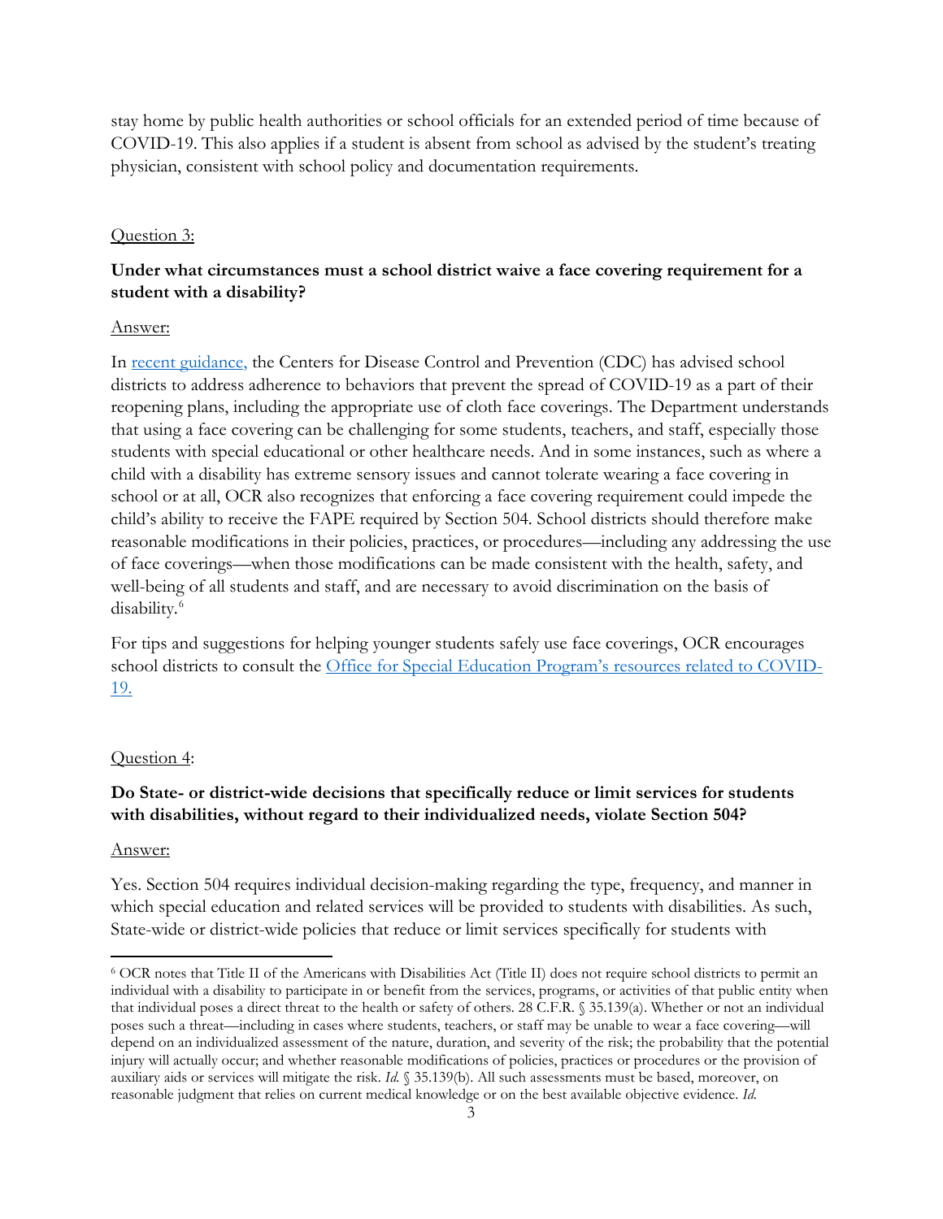stay home by public health authorities or school officials for an extended period of time because of COVID-19. This also applies if a student is absent from school as advised by the student's treating physician, consistent with school policy and documentation requirements.

Question 3:

**Under what circumstances must a school district waive a face covering requirement for a student with a disability?**

Answer:

In [recent guidance,](recent guidance) the Centers for Disease Control and Prevention (CDC) has advised school districts to address adherence to behaviors that prevent the spread of COVID-19 as a part of their reopening plans, including the appropriate use of cloth face coverings. The Department understands that using a face covering can be challenging for some students, teachers, and staff, especially those students with special educational or other healthcare needs. And in some instances, such as where a child with a disability has extreme sensory issues and cannot tolerate wearing a face covering in school or at all, OCR also recognizes that enforcing a face covering requirement could impede the child's ability to receive the FAPE required by Section 504. School districts should therefore make reasonable modifications in their policies, practices, or procedures—including any addressing the use of face coverings—when those modifications can be made consistent with the health, safety, and well-being of all students and staff, and are necessary to avoid discrimination on the basis of disability.[6]

For tips and suggestions for helping younger students safely use face coverings, OCR encourages school districts to consult the [Office for Special Education Program's resources related to COVID-19.](Office for Special Education Program's resources related to COVID-19)

Question 4:

**Do State- or district-wide decisions that specifically reduce or limit services for students with disabilities, without regard to their individualized needs, violate Section 504?**

Answer:

Yes. Section 504 requires individual decision-making regarding the type, frequency, and manner in which special education and related services will be provided to students with disabilities. As such, State-wide or district-wide policies that reduce or limit services specifically for students with

---

[6] OCR notes that Title II of the Americans with Disabilities Act (Title II) does not require school districts to permit an individual with a disability to participate in or benefit from the services, programs, or activities of that public entity when that individual poses a direct threat to the health or safety of others. 28 C.F.R. § 35.139(a). Whether or not an individual poses such a threat—including in cases where students, teachers, or staff may be unable to wear a face covering—will depend on an individualized assessment of the nature, duration, and severity of the risk; the probability that the potential injury will actually occur; and whether reasonable modifications of policies, practices or procedures or the provision of auxiliary aids or services will mitigate the risk. *Id.* § 35.139(b). All such assessments must be based, moreover, on reasonable judgment that relies on current medical knowledge or on the best available objective evidence. *Id.*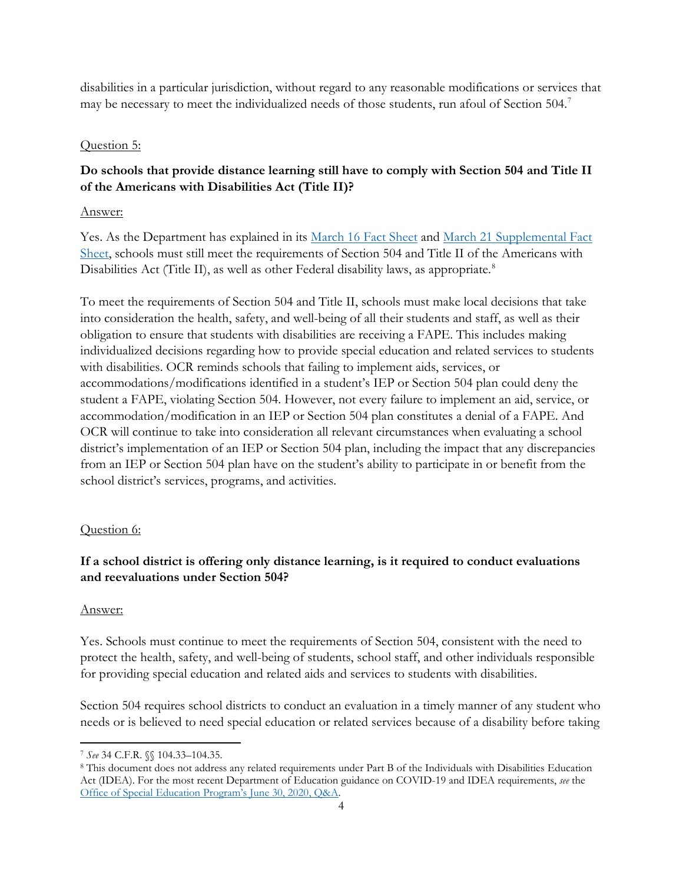disabilities in a particular jurisdiction, without regard to any reasonable modifications or services that may be necessary to meet the individualized needs of those students, run afoul of Section 504.[7]

Question 5:

**Do schools that provide distance learning still have to comply with Section 504 and Title II of the Americans with Disabilities Act (Title II)?**

Answer:

Yes. As the Department has explained in its [March 16 Fact Sheet] and [March 21 Supplemental Fact Sheet], schools must still meet the requirements of Section 504 and Title II of the Americans with Disabilities Act (Title II), as well as other Federal disability laws, as appropriate.[8]

To meet the requirements of Section 504 and Title II, schools must make local decisions that take into consideration the health, safety, and well-being of all their students and staff, as well as their obligation to ensure that students with disabilities are receiving a FAPE. This includes making individualized decisions regarding how to provide special education and related services to students with disabilities. OCR reminds schools that failing to implement aids, services, or accommodations/modifications identified in a student's IEP or Section 504 plan could deny the student a FAPE, violating Section 504. However, not every failure to implement an aid, service, or accommodation/modification in an IEP or Section 504 plan constitutes a denial of a FAPE. And OCR will continue to take into consideration all relevant circumstances when evaluating a school district's implementation of an IEP or Section 504 plan, including the impact that any discrepancies from an IEP or Section 504 plan have on the student's ability to participate in or benefit from the school district's services, programs, and activities.

Question 6:

**If a school district is offering only distance learning, is it required to conduct evaluations and reevaluations under Section 504?**

Answer:

Yes. Schools must continue to meet the requirements of Section 504, consistent with the need to protect the health, safety, and well-being of students, school staff, and other individuals responsible for providing special education and related aids and services to students with disabilities.

Section 504 requires school districts to conduct an evaluation in a timely manner of any student who needs or is believed to need special education or related services because of a disability before taking

---

[7] *See* 34 C.F.R. §§ 104.33–104.35.

[8] This document does not address any related requirements under Part B of the Individuals with Disabilities Education Act (IDEA). For the most recent Department of Education guidance on COVID-19 and IDEA requirements, *see* the Office of Special Education Program's June 30, 2020, Q&A.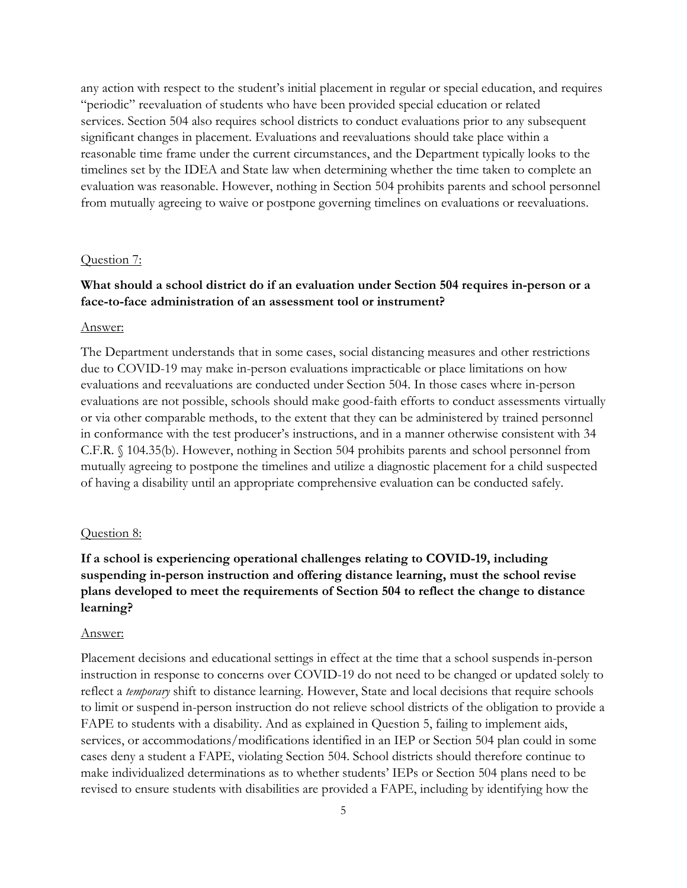any action with respect to the student's initial placement in regular or special education, and requires "periodic" reevaluation of students who have been provided special education or related services. Section 504 also requires school districts to conduct evaluations prior to any subsequent significant changes in placement. Evaluations and reevaluations should take place within a reasonable time frame under the current circumstances, and the Department typically looks to the timelines set by the IDEA and State law when determining whether the time taken to complete an evaluation was reasonable. However, nothing in Section 504 prohibits parents and school personnel from mutually agreeing to waive or postpone governing timelines on evaluations or reevaluations.

<u>Question 7:</u>

**What should a school district do if an evaluation under Section 504 requires in-person or a face-to-face administration of an assessment tool or instrument?**

<u>Answer:</u>

The Department understands that in some cases, social distancing measures and other restrictions due to COVID-19 may make in-person evaluations impracticable or place limitations on how evaluations and reevaluations are conducted under Section 504. In those cases where in-person evaluations are not possible, schools should make good-faith efforts to conduct assessments virtually or via other comparable methods, to the extent that they can be administered by trained personnel in conformance with the test producer's instructions, and in a manner otherwise consistent with 34 C.F.R. § 104.35(b). However, nothing in Section 504 prohibits parents and school personnel from mutually agreeing to postpone the timelines and utilize a diagnostic placement for a child suspected of having a disability until an appropriate comprehensive evaluation can be conducted safely.

<u>Question 8:</u>

**If a school is experiencing operational challenges relating to COVID-19, including suspending in-person instruction and offering distance learning, must the school revise plans developed to meet the requirements of Section 504 to reflect the change to distance learning?**

<u>Answer:</u>

Placement decisions and educational settings in effect at the time that a school suspends in-person instruction in response to concerns over COVID-19 do not need to be changed or updated solely to reflect a *temporary* shift to distance learning. However, State and local decisions that require schools to limit or suspend in-person instruction do not relieve school districts of the obligation to provide a FAPE to students with a disability. And as explained in Question 5, failing to implement aids, services, or accommodations/modifications identified in an IEP or Section 504 plan could in some cases deny a student a FAPE, violating Section 504. School districts should therefore continue to make individualized determinations as to whether students' IEPs or Section 504 plans need to be revised to ensure students with disabilities are provided a FAPE, including by identifying how the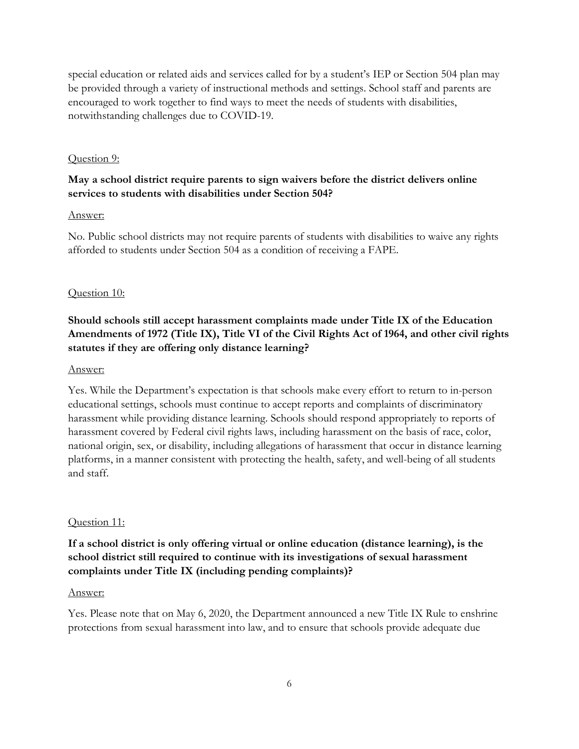special education or related aids and services called for by a student's IEP or Section 504 plan may be provided through a variety of instructional methods and settings. School staff and parents are encouraged to work together to find ways to meet the needs of students with disabilities, notwithstanding challenges due to COVID-19.

Question 9:

**May a school district require parents to sign waivers before the district delivers online services to students with disabilities under Section 504?**

Answer:

No. Public school districts may not require parents of students with disabilities to waive any rights afforded to students under Section 504 as a condition of receiving a FAPE.

Question 10:

**Should schools still accept harassment complaints made under Title IX of the Education Amendments of 1972 (Title IX), Title VI of the Civil Rights Act of 1964, and other civil rights statutes if they are offering only distance learning?**

Answer:

Yes. While the Department's expectation is that schools make every effort to return to in-person educational settings, schools must continue to accept reports and complaints of discriminatory harassment while providing distance learning. Schools should respond appropriately to reports of harassment covered by Federal civil rights laws, including harassment on the basis of race, color, national origin, sex, or disability, including allegations of harassment that occur in distance learning platforms, in a manner consistent with protecting the health, safety, and well-being of all students and staff.

Question 11:

**If a school district is only offering virtual or online education (distance learning), is the school district still required to continue with its investigations of sexual harassment complaints under Title IX (including pending complaints)?**

Answer:

Yes. Please note that on May 6, 2020, the Department announced a new Title IX Rule to enshrine protections from sexual harassment into law, and to ensure that schools provide adequate due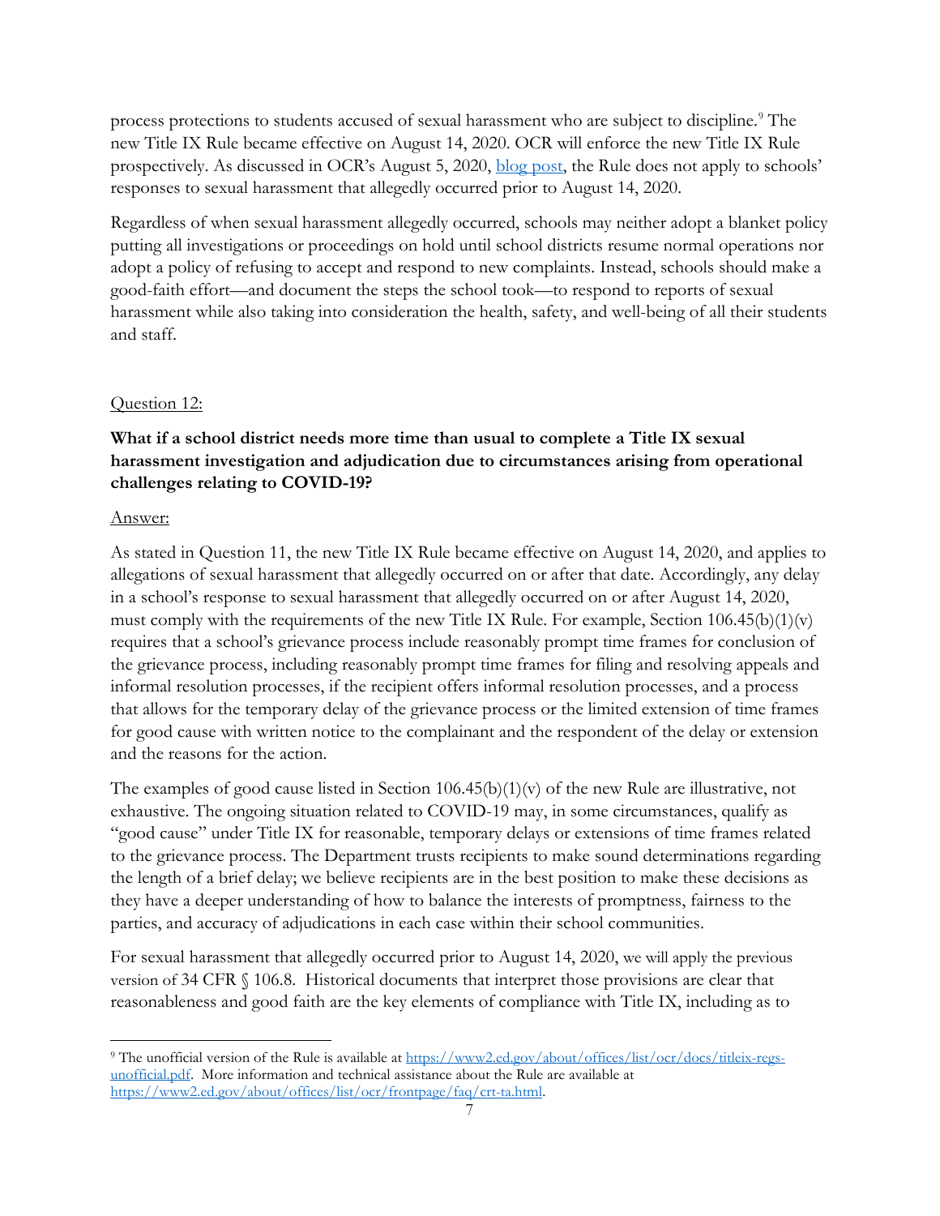process protections to students accused of sexual harassment who are subject to discipline.[9] The new Title IX Rule became effective on August 14, 2020. OCR will enforce the new Title IX Rule prospectively. As discussed in OCR's August 5, 2020, blog post, the Rule does not apply to schools' responses to sexual harassment that allegedly occurred prior to August 14, 2020.

Regardless of when sexual harassment allegedly occurred, schools may neither adopt a blanket policy putting all investigations or proceedings on hold until school districts resume normal operations nor adopt a policy of refusing to accept and respond to new complaints. Instead, schools should make a good-faith effort—and document the steps the school took—to respond to reports of sexual harassment while also taking into consideration the health, safety, and well-being of all their students and staff.

Question 12:

**What if a school district needs more time than usual to complete a Title IX sexual harassment investigation and adjudication due to circumstances arising from operational challenges relating to COVID-19?**

Answer:

As stated in Question 11, the new Title IX Rule became effective on August 14, 2020, and applies to allegations of sexual harassment that allegedly occurred on or after that date. Accordingly, any delay in a school's response to sexual harassment that allegedly occurred on or after August 14, 2020, must comply with the requirements of the new Title IX Rule. For example, Section 106.45(b)(1)(v) requires that a school's grievance process include reasonably prompt time frames for conclusion of the grievance process, including reasonably prompt time frames for filing and resolving appeals and informal resolution processes, if the recipient offers informal resolution processes, and a process that allows for the temporary delay of the grievance process or the limited extension of time frames for good cause with written notice to the complainant and the respondent of the delay or extension and the reasons for the action.

The examples of good cause listed in Section 106.45(b)(1)(v) of the new Rule are illustrative, not exhaustive. The ongoing situation related to COVID-19 may, in some circumstances, qualify as "good cause" under Title IX for reasonable, temporary delays or extensions of time frames related to the grievance process. The Department trusts recipients to make sound determinations regarding the length of a brief delay; we believe recipients are in the best position to make these decisions as they have a deeper understanding of how to balance the interests of promptness, fairness to the parties, and accuracy of adjudications in each case within their school communities.

For sexual harassment that allegedly occurred prior to August 14, 2020, we will apply the previous version of 34 CFR § 106.8. Historical documents that interpret those provisions are clear that reasonableness and good faith are the key elements of compliance with Title IX, including as to

[9] The unofficial version of the Rule is available at https://www2.ed.gov/about/offices/list/ocr/docs/titleix-regs-unofficial.pdf. More information and technical assistance about the Rule are available at https://www2.ed.gov/about/offices/list/ocr/frontpage/faq/crt-ta.html.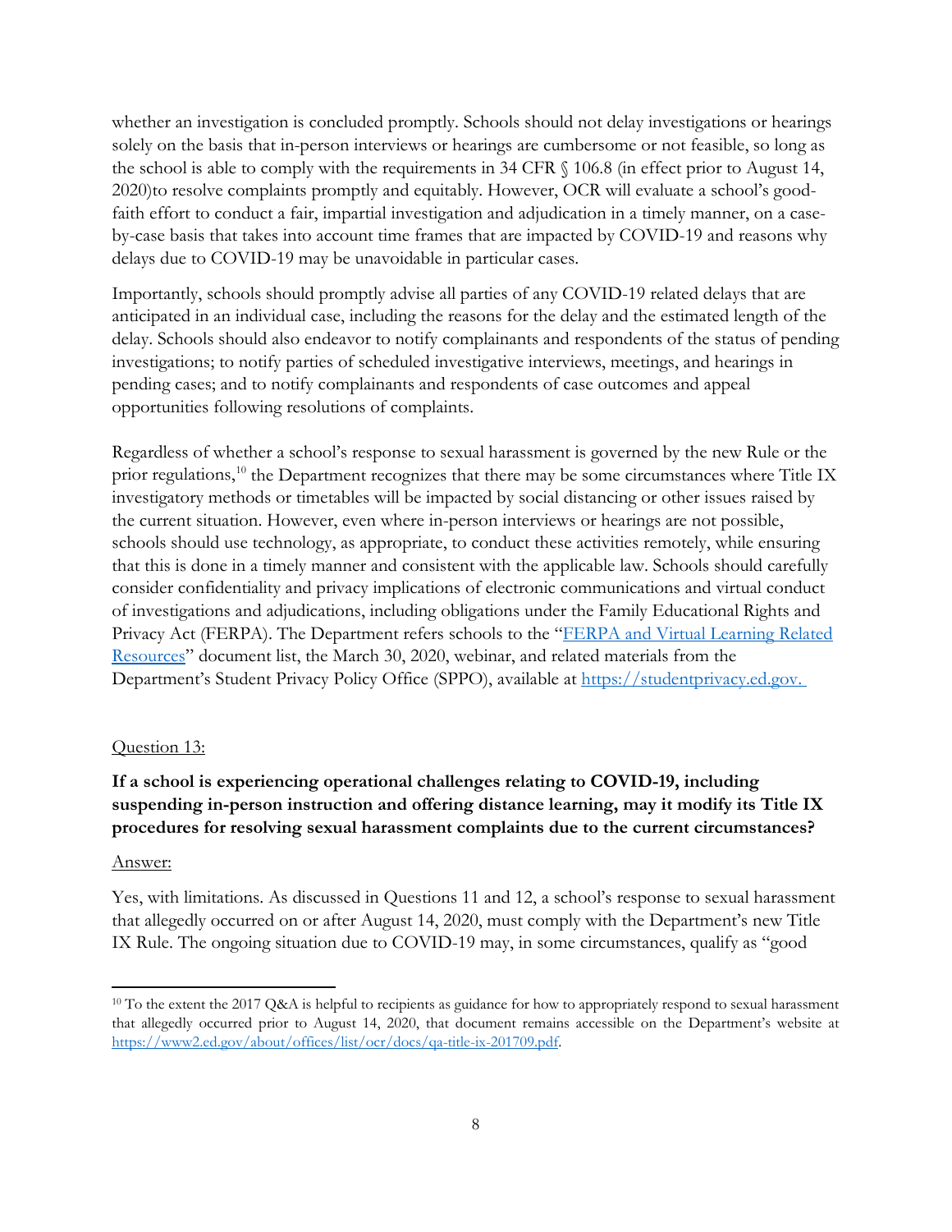whether an investigation is concluded promptly. Schools should not delay investigations or hearings solely on the basis that in-person interviews or hearings are cumbersome or not feasible, so long as the school is able to comply with the requirements in 34 CFR § 106.8 (in effect prior to August 14, 2020)to resolve complaints promptly and equitably. However, OCR will evaluate a school's good-faith effort to conduct a fair, impartial investigation and adjudication in a timely manner, on a case-by-case basis that takes into account time frames that are impacted by COVID-19 and reasons why delays due to COVID-19 may be unavoidable in particular cases.

Importantly, schools should promptly advise all parties of any COVID-19 related delays that are anticipated in an individual case, including the reasons for the delay and the estimated length of the delay. Schools should also endeavor to notify complainants and respondents of the status of pending investigations; to notify parties of scheduled investigative interviews, meetings, and hearings in pending cases; and to notify complainants and respondents of case outcomes and appeal opportunities following resolutions of complaints.

Regardless of whether a school's response to sexual harassment is governed by the new Rule or the prior regulations,[10] the Department recognizes that there may be some circumstances where Title IX investigatory methods or timetables will be impacted by social distancing or other issues raised by the current situation. However, even where in-person interviews or hearings are not possible, schools should use technology, as appropriate, to conduct these activities remotely, while ensuring that this is done in a timely manner and consistent with the applicable law. Schools should carefully consider confidentiality and privacy implications of electronic communications and virtual conduct of investigations and adjudications, including obligations under the Family Educational Rights and Privacy Act (FERPA). The Department refers schools to the "[FERPA and Virtual Learning Related Resources](https://studentprivacy.ed.gov)" document list, the March 30, 2020, webinar, and related materials from the Department's Student Privacy Policy Office (SPPO), available at https://studentprivacy.ed.gov.

Question 13:

**If a school is experiencing operational challenges relating to COVID-19, including suspending in-person instruction and offering distance learning, may it modify its Title IX procedures for resolving sexual harassment complaints due to the current circumstances?**

Answer:

Yes, with limitations. As discussed in Questions 11 and 12, a school's response to sexual harassment that allegedly occurred on or after August 14, 2020, must comply with the Department's new Title IX Rule. The ongoing situation due to COVID-19 may, in some circumstances, qualify as "good

---

[10] To the extent the 2017 Q&A is helpful to recipients as guidance for how to appropriately respond to sexual harassment that allegedly occurred prior to August 14, 2020, that document remains accessible on the Department's website at https://www2.ed.gov/about/offices/list/ocr/docs/qa-title-ix-201709.pdf.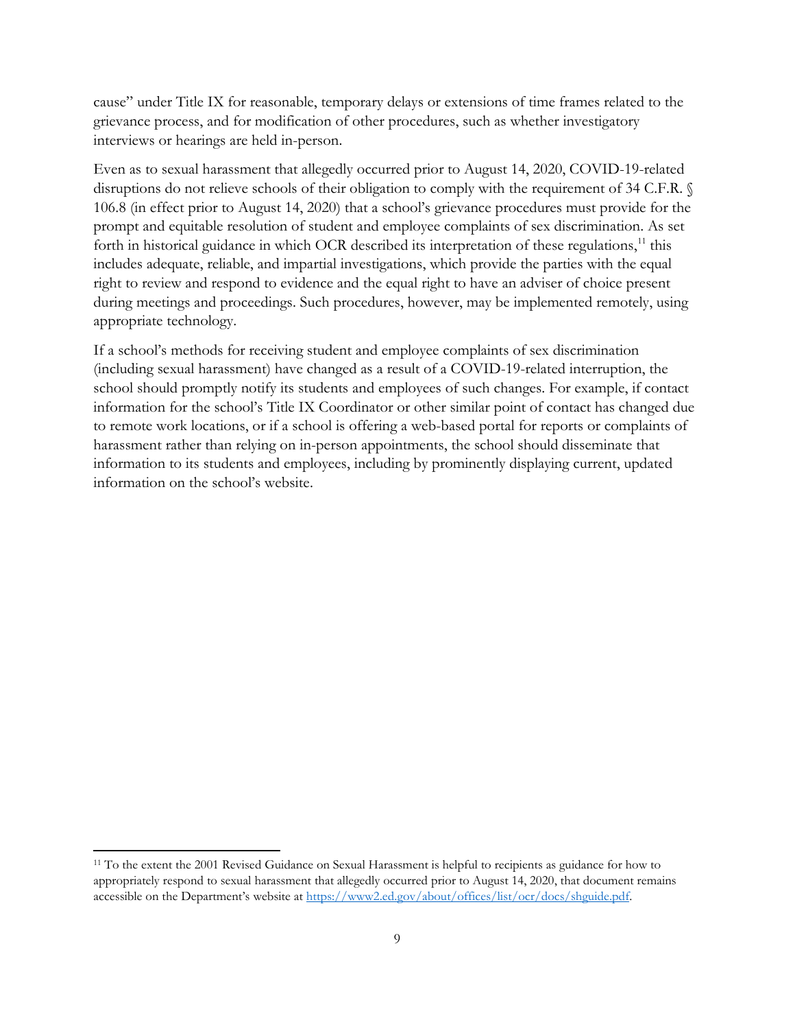cause" under Title IX for reasonable, temporary delays or extensions of time frames related to the grievance process, and for modification of other procedures, such as whether investigatory interviews or hearings are held in-person.

Even as to sexual harassment that allegedly occurred prior to August 14, 2020, COVID-19-related disruptions do not relieve schools of their obligation to comply with the requirement of 34 C.F.R. § 106.8 (in effect prior to August 14, 2020) that a school's grievance procedures must provide for the prompt and equitable resolution of student and employee complaints of sex discrimination. As set forth in historical guidance in which OCR described its interpretation of these regulations,[11] this includes adequate, reliable, and impartial investigations, which provide the parties with the equal right to review and respond to evidence and the equal right to have an adviser of choice present during meetings and proceedings. Such procedures, however, may be implemented remotely, using appropriate technology.

If a school's methods for receiving student and employee complaints of sex discrimination (including sexual harassment) have changed as a result of a COVID-19-related interruption, the school should promptly notify its students and employees of such changes. For example, if contact information for the school's Title IX Coordinator or other similar point of contact has changed due to remote work locations, or if a school is offering a web-based portal for reports or complaints of harassment rather than relying on in-person appointments, the school should disseminate that information to its students and employees, including by prominently displaying current, updated information on the school's website.

---

[11] To the extent the 2001 Revised Guidance on Sexual Harassment is helpful to recipients as guidance for how to appropriately respond to sexual harassment that allegedly occurred prior to August 14, 2020, that document remains accessible on the Department's website at https://www2.ed.gov/about/offices/list/ocr/docs/shguide.pdf.